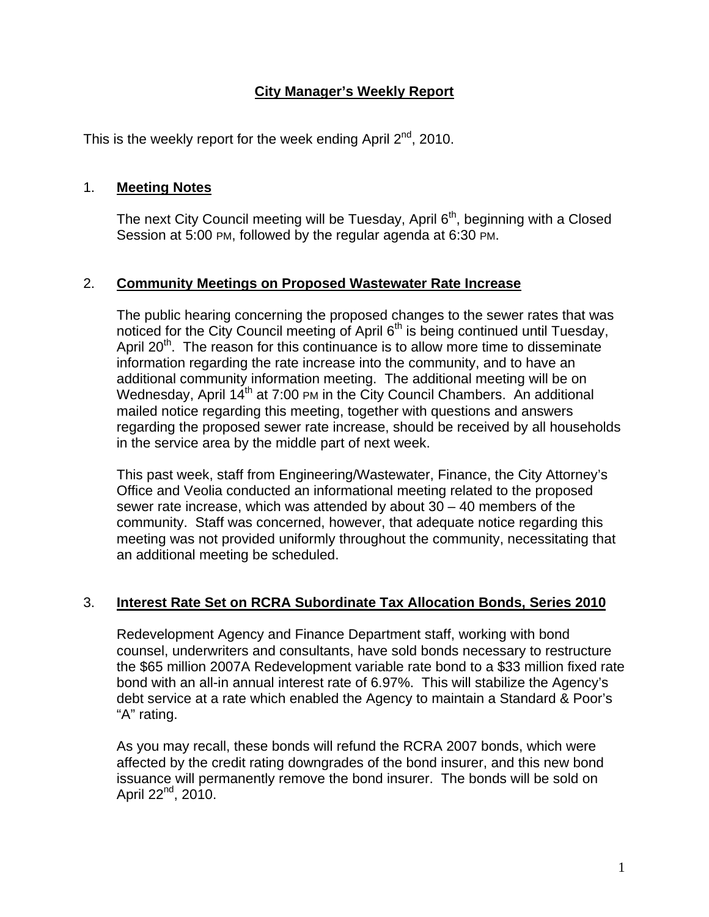# City Manager's Weekly Report

This is the weekly report for the week ending April 2nd, 2010.

## 1. Meeting Notes

The next City Council meeting will be Tuesday, April 6th, beginning with a Closed Session at 5:00 PM, followed by the regular agenda at 6:30 PM.

## 2. Community Meetings on Proposed Wastewater Rate Increase

The public hearing concerning the proposed changes to the sewer rates that was noticed for the City Council meeting of April 6th is being continued until Tuesday, April 20th. The reason for this continuance is to allow more time to disseminate information regarding the rate increase into the community, and to have an additional community information meeting. The additional meeting will be on Wednesday, April 14th at 7:00 PM in the City Council Chambers. An additional mailed notice regarding this meeting, together with questions and answers regarding the proposed sewer rate increase, should be received by all households in the service area by the middle part of next week.

This past week, staff from Engineering/Wastewater, Finance, the City Attorney's Office and Veolia conducted an informational meeting related to the proposed sewer rate increase, which was attended by about 30 – 40 members of the community. Staff was concerned, however, that adequate notice regarding this meeting was not provided uniformly throughout the community, necessitating that an additional meeting be scheduled.

## 3. Interest Rate Set on RCRA Subordinate Tax Allocation Bonds, Series 2010

Redevelopment Agency and Finance Department staff, working with bond counsel, underwriters and consultants, have sold bonds necessary to restructure the $65 million 2007A Redevelopment variable rate bond to a $33 million fixed rate bond with an all-in annual interest rate of 6.97%. This will stabilize the Agency's debt service at a rate which enabled the Agency to maintain a Standard & Poor's "A" rating.

As you may recall, these bonds will refund the RCRA 2007 bonds, which were affected by the credit rating downgrades of the bond insurer, and this new bond issuance will permanently remove the bond insurer. The bonds will be sold on April 22nd, 2010.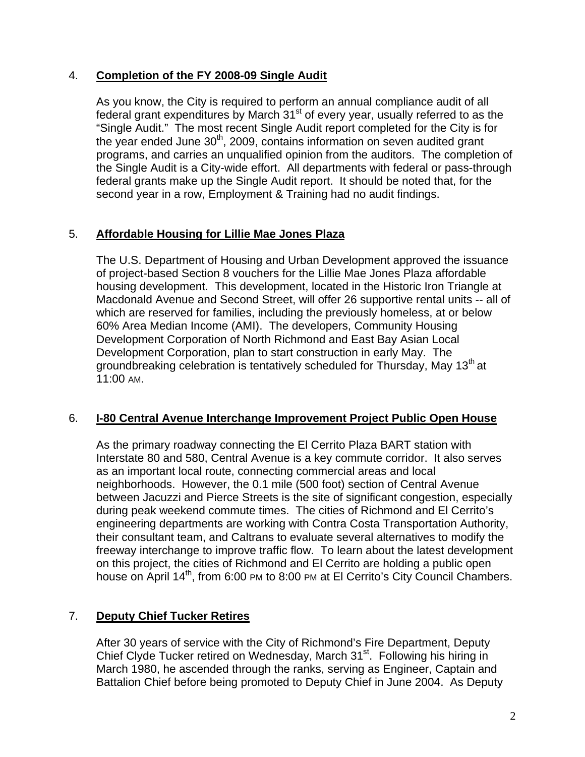4. **Completion of the FY 2008-09 Single Audit**

As you know, the City is required to perform an annual compliance audit of all federal grant expenditures by March 31st of every year, usually referred to as the "Single Audit." The most recent Single Audit report completed for the City is for the year ended June 30th, 2009, contains information on seven audited grant programs, and carries an unqualified opinion from the auditors. The completion of the Single Audit is a City-wide effort. All departments with federal or pass-through federal grants make up the Single Audit report. It should be noted that, for the second year in a row, Employment & Training had no audit findings.

5. **Affordable Housing for Lillie Mae Jones Plaza**

The U.S. Department of Housing and Urban Development approved the issuance of project-based Section 8 vouchers for the Lillie Mae Jones Plaza affordable housing development. This development, located in the Historic Iron Triangle at Macdonald Avenue and Second Street, will offer 26 supportive rental units -- all of which are reserved for families, including the previously homeless, at or below 60% Area Median Income (AMI). The developers, Community Housing Development Corporation of North Richmond and East Bay Asian Local Development Corporation, plan to start construction in early May. The groundbreaking celebration is tentatively scheduled for Thursday, May 13th at 11:00 AM.

6. **I-80 Central Avenue Interchange Improvement Project Public Open House**

As the primary roadway connecting the El Cerrito Plaza BART station with Interstate 80 and 580, Central Avenue is a key commute corridor. It also serves as an important local route, connecting commercial areas and local neighborhoods. However, the 0.1 mile (500 foot) section of Central Avenue between Jacuzzi and Pierce Streets is the site of significant congestion, especially during peak weekend commute times. The cities of Richmond and El Cerrito's engineering departments are working with Contra Costa Transportation Authority, their consultant team, and Caltrans to evaluate several alternatives to modify the freeway interchange to improve traffic flow. To learn about the latest development on this project, the cities of Richmond and El Cerrito are holding a public open house on April 14th, from 6:00 PM to 8:00 PM at El Cerrito's City Council Chambers.

7. **Deputy Chief Tucker Retires**

After 30 years of service with the City of Richmond's Fire Department, Deputy Chief Clyde Tucker retired on Wednesday, March 31st. Following his hiring in March 1980, he ascended through the ranks, serving as Engineer, Captain and Battalion Chief before being promoted to Deputy Chief in June 2004. As Deputy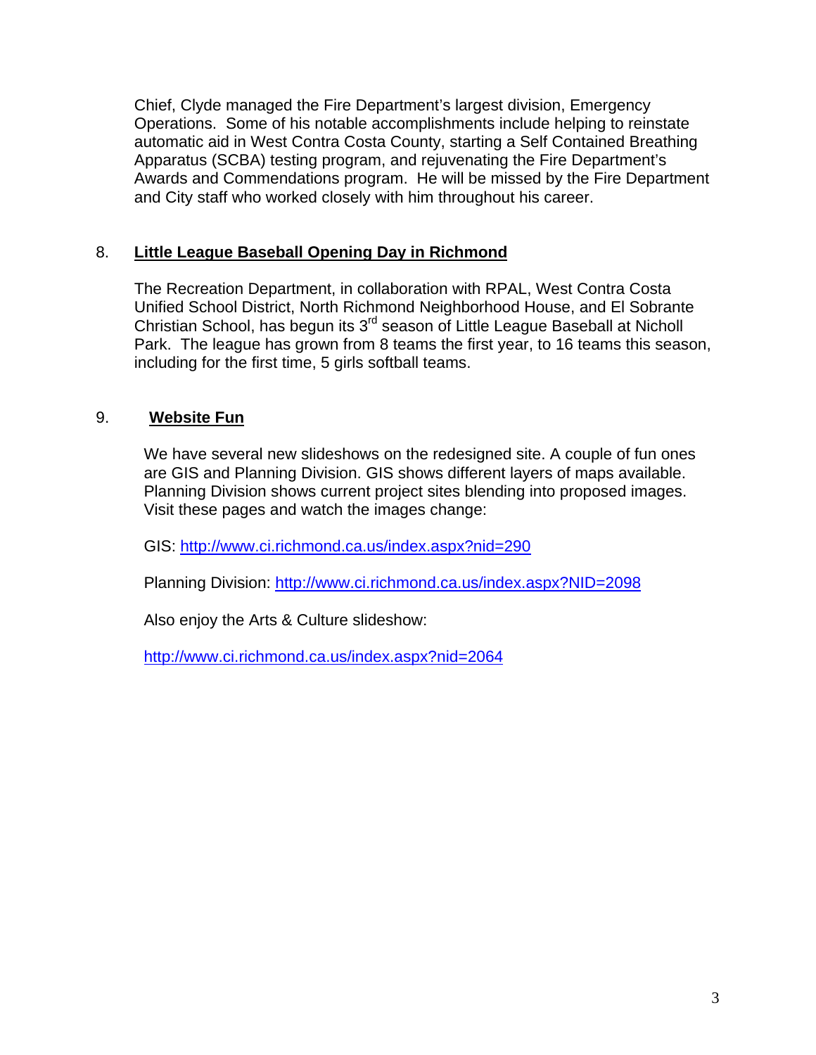Chief, Clyde managed the Fire Department's largest division, Emergency Operations. Some of his notable accomplishments include helping to reinstate automatic aid in West Contra Costa County, starting a Self Contained Breathing Apparatus (SCBA) testing program, and rejuvenating the Fire Department's Awards and Commendations program. He will be missed by the Fire Department and City staff who worked closely with him throughout his career.

8. **Little League Baseball Opening Day in Richmond**

The Recreation Department, in collaboration with RPAL, West Contra Costa Unified School District, North Richmond Neighborhood House, and El Sobrante Christian School, has begun its 3rd season of Little League Baseball at Nicholl Park. The league has grown from 8 teams the first year, to 16 teams this season, including for the first time, 5 girls softball teams.

9. **Website Fun**

We have several new slideshows on the redesigned site. A couple of fun ones are GIS and Planning Division. GIS shows different layers of maps available. Planning Division shows current project sites blending into proposed images. Visit these pages and watch the images change:

GIS: http://www.ci.richmond.ca.us/index.aspx?nid=290

Planning Division: http://www.ci.richmond.ca.us/index.aspx?NID=2098

Also enjoy the Arts & Culture slideshow:

http://www.ci.richmond.ca.us/index.aspx?nid=2064